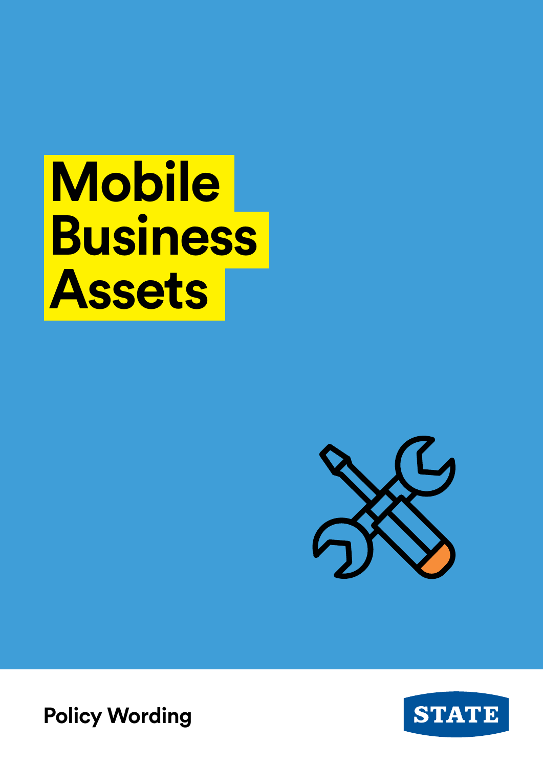# Mobile Business Assets

Policy Wording

STATE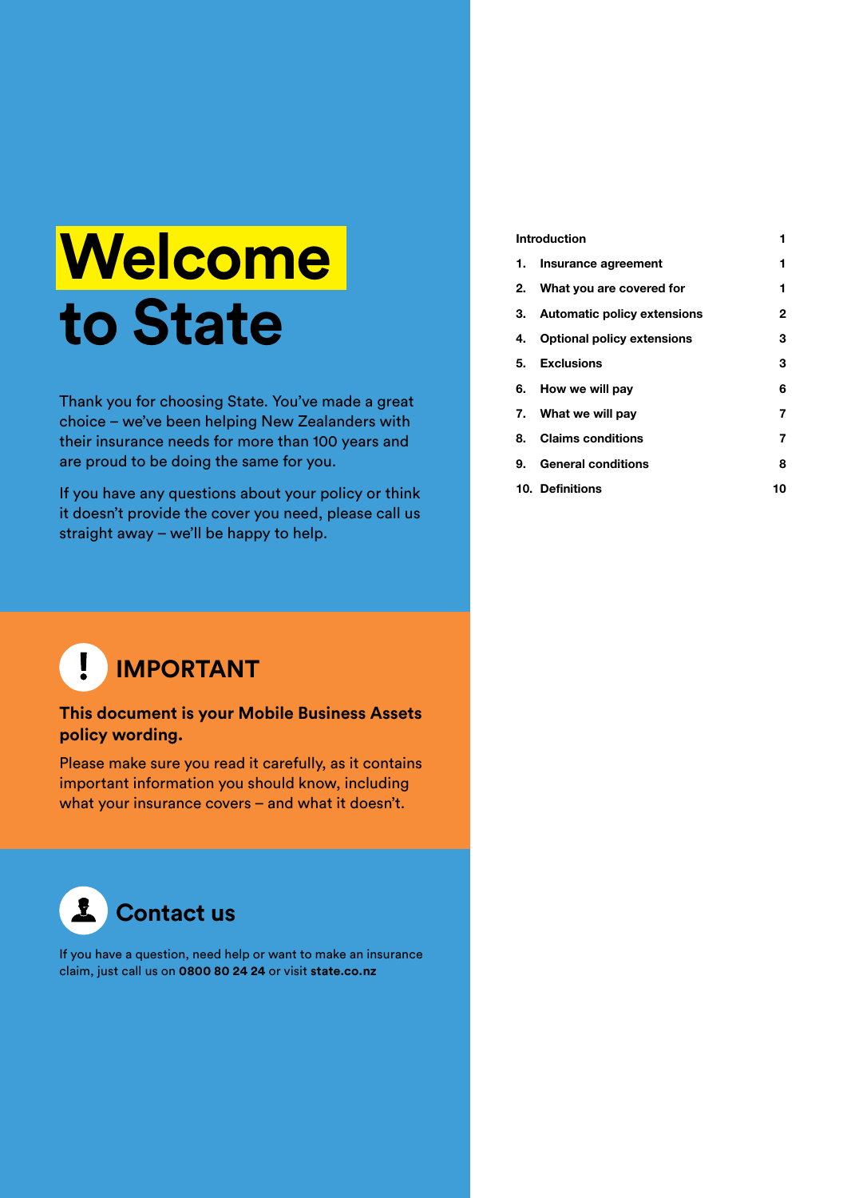# Welcome to State

Thank you for choosing State. You've made a great choice – we've been helping New Zealanders with their insurance needs for more than 100 years and are proud to be doing the same for you.

If you have any questions about your policy or think it doesn't provide the cover you need, please call us straight away – we'll be happy to help.

| | |
|---|---|
| **Introduction** | **1** |
| **1. Insurance agreement** | **1** |
| **2. What you are covered for** | **1** |
| **3. Automatic policy extensions** | **2** |
| **4. Optional policy extensions** | **3** |
| **5. Exclusions** | **3** |
| **6. How we will pay** | **6** |
| **7. What we will pay** | **7** |
| **8. Claims conditions** | **7** |
| **9. General conditions** | **8** |
| **10. Definitions** | **10** |

## IMPORTANT

**This document is your Mobile Business Assets policy wording.**

Please make sure you read it carefully, as it contains important information you should know, including what your insurance covers – and what it doesn't.

## Contact us

If you have a question, need help or want to make an insurance claim, just call us on **0800 80 24 24** or visit **state.co.nz**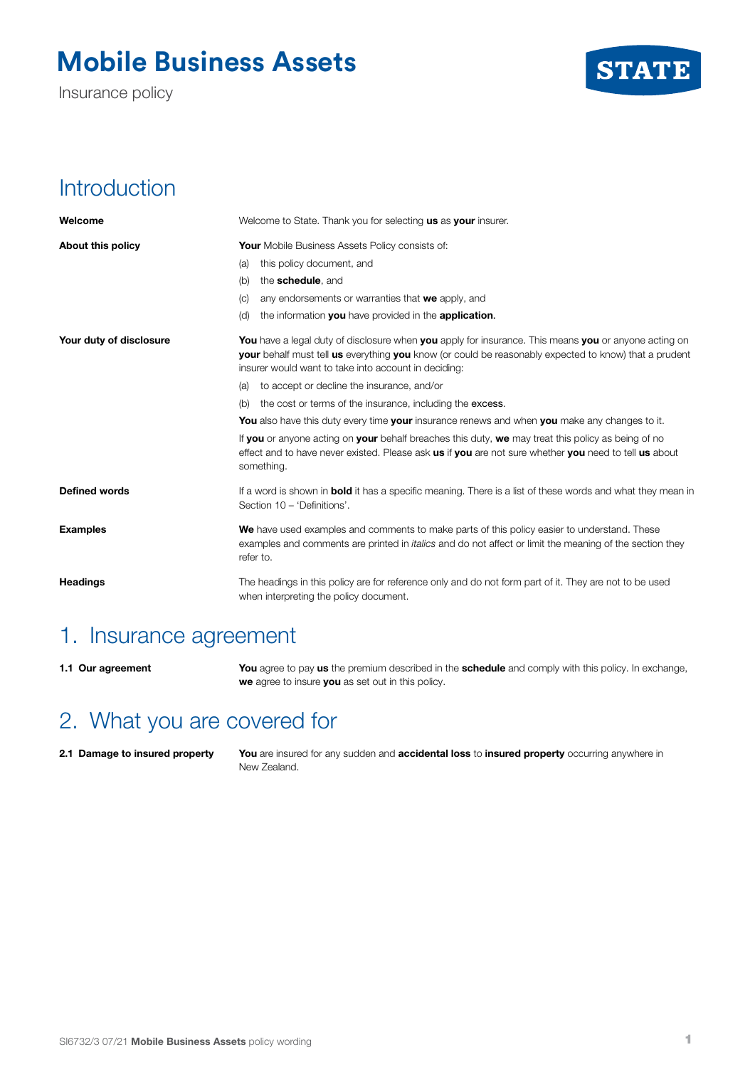# Mobile Business Assets

Insurance policy

## Introduction

**Welcome**

Welcome to State. Thank you for selecting **us** as **your** insurer.

**About this policy**

**Your** Mobile Business Assets Policy consists of:

(a) this policy document, and

(b) the **schedule**, and

(c) any endorsements or warranties that **we** apply, and

(d) the information **you** have provided in the **application**.

**Your duty of disclosure**

**You** have a legal duty of disclosure when **you** apply for insurance. This means **you** or anyone acting on **your** behalf must tell **us** everything **you** know (or could be reasonably expected to know) that a prudent insurer would want to take into account in deciding:

(a) to accept or decline the insurance, and/or

(b) the cost or terms of the insurance, including the excess.

**You** also have this duty every time **your** insurance renews and when **you** make any changes to it.

If **you** or anyone acting on **your** behalf breaches this duty, **we** may treat this policy as being of no effect and to have never existed. Please ask **us** if **you** are not sure whether **you** need to tell **us** about something.

**Defined words**

If a word is shown in **bold** it has a specific meaning. There is a list of these words and what they mean in Section 10 – 'Definitions'.

**Examples**

**We** have used examples and comments to make parts of this policy easier to understand. These examples and comments are printed in *italics* and do not affect or limit the meaning of the section they refer to.

**Headings**

The headings in this policy are for reference only and do not form part of it. They are not to be used when interpreting the policy document.

## 1. Insurance agreement

**1.1 Our agreement**

**You** agree to pay **us** the premium described in the **schedule** and comply with this policy. In exchange, **we** agree to insure **you** as set out in this policy.

## 2. What you are covered for

**2.1 Damage to insured property**

**You** are insured for any sudden and **accidental loss** to **insured property** occurring anywhere in New Zealand.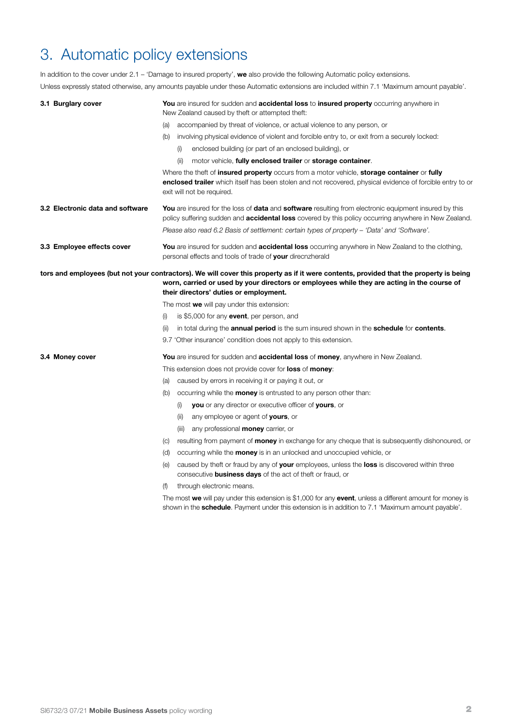# 3. Automatic policy extensions

In addition to the cover under 2.1 – 'Damage to insured property', **we** also provide the following Automatic policy extensions.

Unless expressly stated otherwise, any amounts payable under these Automatic extensions are included within 7.1 'Maximum amount payable'.

### 3.1 Burglary cover

**You** are insured for sudden and **accidental loss** to **insured property** occurring anywhere in New Zealand caused by theft or attempted theft:

(a) accompanied by threat of violence, or actual violence to any person, or

(b) involving physical evidence of violent and forcible entry to, or exit from a securely locked:

  (i) enclosed building (or part of an enclosed building), or

  (ii) motor vehicle, **fully enclosed trailer** or **storage container**.

Where the theft of **insured property** occurs from a motor vehicle, **storage container** or **fully enclosed trailer** which itself has been stolen and not recovered, physical evidence of forcible entry to or exit will not be required.

### 3.2 Electronic data and software

**You** are insured for the loss of **data** and **software** resulting from electronic equipment insured by this policy suffering sudden and **accidental loss** covered by this policy occurring anywhere in New Zealand.

*Please also read 6.2 Basis of settlement: certain types of property – 'Data' and 'Software'.*

### 3.3 Employee effects cover

**You** are insured for sudden and **accidental loss** occurring anywhere in New Zealand to the clothing, personal effects and tools of trade of **your** direcnzherald

**tors and employees (but not your contractors). We will cover this property as if it were contents, provided that the property is being worn, carried or used by your directors or employees while they are acting in the course of their directors' duties or employment.**

The most **we** will pay under this extension:

(i) is $5,000 for any **event**, per person, and

(ii) in total during the **annual period** is the sum insured shown in the **schedule** for **contents**.

9.7 'Other insurance' condition does not apply to this extension.

### 3.4 Money cover

**You** are insured for sudden and **accidental loss** of **money**, anywhere in New Zealand.

This extension does not provide cover for **loss** of **money**:

(a) caused by errors in receiving it or paying it out, or

(b) occurring while the **money** is entrusted to any person other than:

  (i) **you** or any director or executive officer of **yours**, or

  (ii) any employee or agent of **yours**, or

  (iii) any professional **money** carrier, or

(c) resulting from payment of **money** in exchange for any cheque that is subsequently dishonoured, or

(d) occurring while the **money** is in an unlocked and unoccupied vehicle, or

(e) caused by theft or fraud by any of **your** employees, unless the **loss** is discovered within three consecutive **business days** of the act of theft or fraud, or

(f) through electronic means.

The most **we** will pay under this extension is $1,000 for any **event**, unless a different amount for money is shown in the **schedule**. Payment under this extension is in addition to 7.1 'Maximum amount payable'.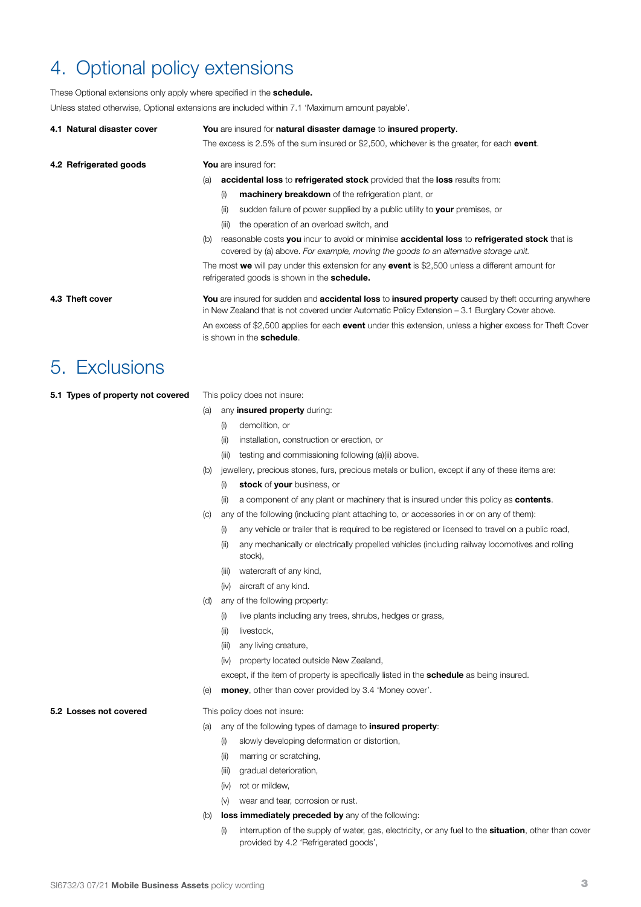# 4. Optional policy extensions

These Optional extensions only apply where specified in the **schedule.**

Unless stated otherwise, Optional extensions are included within 7.1 'Maximum amount payable'.

### 4.1 Natural disaster cover

**You** are insured for **natural disaster damage** to **insured property**.

The excess is 2.5% of the sum insured or $2,500, whichever is the greater, for each **event**.

### 4.2 Refrigerated goods

**You** are insured for:

(a) **accidental loss** to **refrigerated stock** provided that the **loss** results from:

- (i) **machinery breakdown** of the refrigeration plant, or
- (ii) sudden failure of power supplied by a public utility to **your** premises, or
- (iii) the operation of an overload switch, and

(b) reasonable costs **you** incur to avoid or minimise **accidental loss** to **refrigerated stock** that is covered by (a) above. *For example, moving the goods to an alternative storage unit.*

The most **we** will pay under this extension for any **event** is $2,500 unless a different amount for refrigerated goods is shown in the **schedule.**

### 4.3 Theft cover

**You** are insured for sudden and **accidental loss** to **insured property** caused by theft occurring anywhere in New Zealand that is not covered under Automatic Policy Extension – 3.1 Burglary Cover above.

An excess of $2,500 applies for each **event** under this extension, unless a higher excess for Theft Cover is shown in the **schedule**.

# 5. Exclusions

### 5.1 Types of property not covered

This policy does not insure:

(a) any **insured property** during:

- (i) demolition, or
- (ii) installation, construction or erection, or
- (iii) testing and commissioning following (a)(ii) above.

(b) jewellery, precious stones, furs, precious metals or bullion, except if any of these items are:

- (i) **stock** of **your** business, or
- (ii) a component of any plant or machinery that is insured under this policy as **contents**.

(c) any of the following (including plant attaching to, or accessories in or on any of them):

- (i) any vehicle or trailer that is required to be registered or licensed to travel on a public road,
- (ii) any mechanically or electrically propelled vehicles (including railway locomotives and rolling stock),
- (iii) watercraft of any kind,
- (iv) aircraft of any kind.

(d) any of the following property:

- (i) live plants including any trees, shrubs, hedges or grass,
- (ii) livestock,
- (iii) any living creature,
- (iv) property located outside New Zealand,

except, if the item of property is specifically listed in the **schedule** as being insured.

(e) **money**, other than cover provided by 3.4 'Money cover'.

### 5.2 Losses not covered

This policy does not insure:

(a) any of the following types of damage to **insured property**:

- (i) slowly developing deformation or distortion,
- (ii) marring or scratching,
- (iii) gradual deterioration,
- (iv) rot or mildew,
- (v) wear and tear, corrosion or rust.

(b) **loss immediately preceded by** any of the following:

- (i) interruption of the supply of water, gas, electricity, or any fuel to the **situation**, other than cover provided by 4.2 'Refrigerated goods',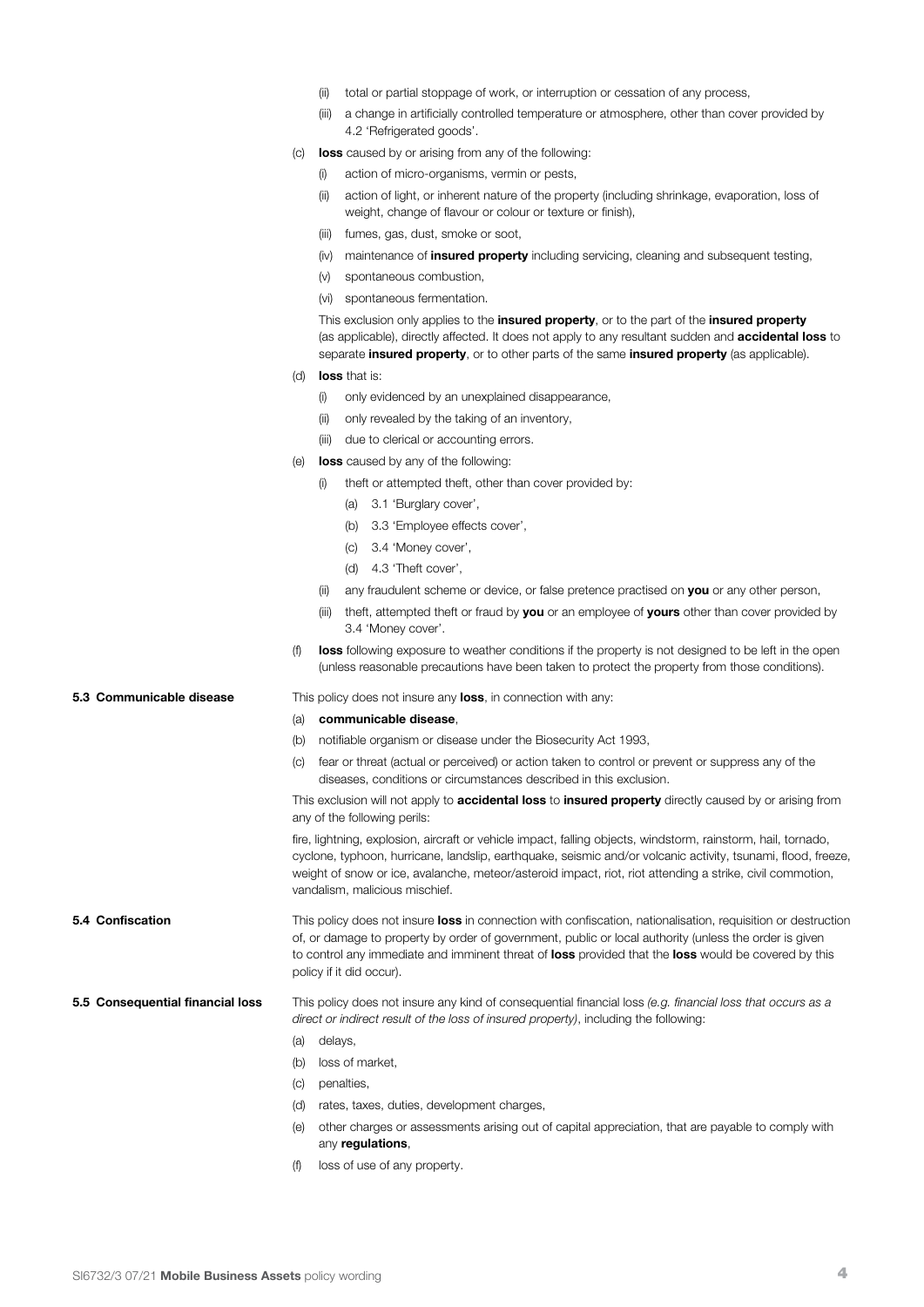- (ii) total or partial stoppage of work, or interruption or cessation of any process,
   - (iii) a change in artificially controlled temperature or atmosphere, other than cover provided by 4.2 'Refrigerated goods'.

(c) **loss** caused by or arising from any of the following:

   - (i) action of micro-organisms, vermin or pests,
   - (ii) action of light, or inherent nature of the property (including shrinkage, evaporation, loss of weight, change of flavour or colour or texture or finish),
   - (iii) fumes, gas, dust, smoke or soot,
   - (iv) maintenance of **insured property** including servicing, cleaning and subsequent testing,
   - (v) spontaneous combustion,
   - (vi) spontaneous fermentation.

   This exclusion only applies to the **insured property**, or to the part of the **insured property** (as applicable), directly affected. It does not apply to any resultant sudden and **accidental loss** to separate **insured property**, or to other parts of the same **insured property** (as applicable).

(d) **loss** that is:

   - (i) only evidenced by an unexplained disappearance,
   - (ii) only revealed by the taking of an inventory,
   - (iii) due to clerical or accounting errors.

(e) **loss** caused by any of the following:

   - (i) theft or attempted theft, other than cover provided by:
     - (a) 3.1 'Burglary cover',
     - (b) 3.3 'Employee effects cover',
     - (c) 3.4 'Money cover',
     - (d) 4.3 'Theft cover',
   - (ii) any fraudulent scheme or device, or false pretence practised on **you** or any other person,
   - (iii) theft, attempted theft or fraud by **you** or an employee of **yours** other than cover provided by 3.4 'Money cover'.

(f) **loss** following exposure to weather conditions if the property is not designed to be left in the open (unless reasonable precautions have been taken to protect the property from those conditions).

**5.3 Communicable disease**

This policy does not insure any **loss**, in connection with any:

(a) **communicable disease**,

(b) notifiable organism or disease under the Biosecurity Act 1993,

(c) fear or threat (actual or perceived) or action taken to control or prevent or suppress any of the diseases, conditions or circumstances described in this exclusion.

This exclusion will not apply to **accidental loss** to **insured property** directly caused by or arising from any of the following perils:

fire, lightning, explosion, aircraft or vehicle impact, falling objects, windstorm, rainstorm, hail, tornado, cyclone, typhoon, hurricane, landslip, earthquake, seismic and/or volcanic activity, tsunami, flood, freeze, weight of snow or ice, avalanche, meteor/asteroid impact, riot, riot attending a strike, civil commotion, vandalism, malicious mischief.

**5.4 Confiscation**

This policy does not insure **loss** in connection with confiscation, nationalisation, requisition or destruction of, or damage to property by order of government, public or local authority (unless the order is given to control any immediate and imminent threat of **loss** provided that the **loss** would be covered by this policy if it did occur).

**5.5 Consequential financial loss**

This policy does not insure any kind of consequential financial loss *(e.g. financial loss that occurs as a direct or indirect result of the loss of insured property)*, including the following:

(a) delays,

(b) loss of market,

(c) penalties,

(d) rates, taxes, duties, development charges,

(e) other charges or assessments arising out of capital appreciation, that are payable to comply with any **regulations**,

(f) loss of use of any property.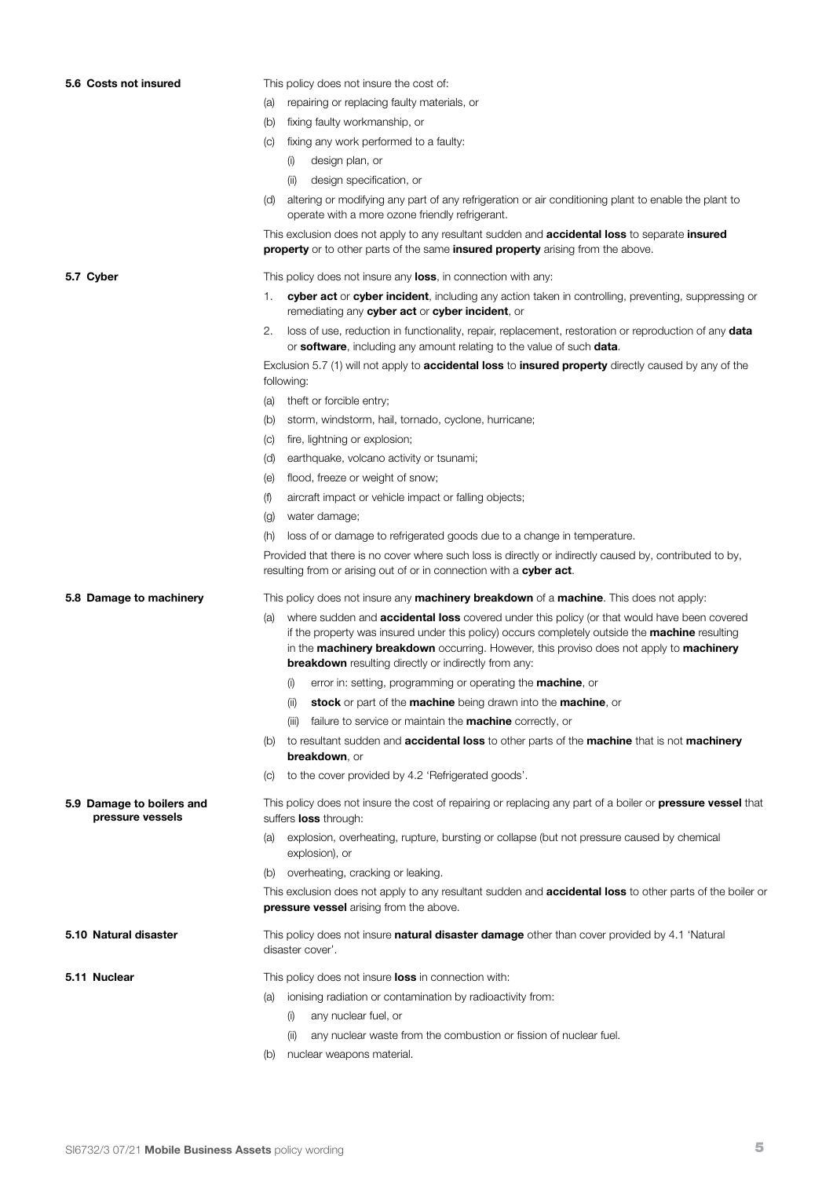### 5.6 Costs not insured

This policy does not insure the cost of:

(a) repairing or replacing faulty materials, or

(b) fixing faulty workmanship, or

(c) fixing any work performed to a faulty:

 (i) design plan, or

 (ii) design specification, or

(d) altering or modifying any part of any refrigeration or air conditioning plant to enable the plant to operate with a more ozone friendly refrigerant.

This exclusion does not apply to any resultant sudden and **accidental loss** to separate **insured property** or to other parts of the same **insured property** arising from the above.

### 5.7 Cyber

This policy does not insure any **loss**, in connection with any:

1. **cyber act** or **cyber incident**, including any action taken in controlling, preventing, suppressing or remediating any **cyber act** or **cyber incident**, or
2. loss of use, reduction in functionality, repair, replacement, restoration or reproduction of any **data** or **software**, including any amount relating to the value of such **data**.

Exclusion 5.7 (1) will not apply to **accidental loss** to **insured property** directly caused by any of the following:

(a) theft or forcible entry;

(b) storm, windstorm, hail, tornado, cyclone, hurricane;

(c) fire, lightning or explosion;

(d) earthquake, volcano activity or tsunami;

(e) flood, freeze or weight of snow;

(f) aircraft impact or vehicle impact or falling objects;

(g) water damage;

(h) loss of or damage to refrigerated goods due to a change in temperature.

Provided that there is no cover where such loss is directly or indirectly caused by, contributed to by, resulting from or arising out of or in connection with a **cyber act**.

### 5.8 Damage to machinery

This policy does not insure any **machinery breakdown** of a **machine**. This does not apply:

(a) where sudden and **accidental loss** covered under this policy (or that would have been covered if the property was insured under this policy) occurs completely outside the **machine** resulting in the **machinery breakdown** occurring. However, this proviso does not apply to **machinery breakdown** resulting directly or indirectly from any:

 (i) error in: setting, programming or operating the **machine**, or

 (ii) **stock** or part of the **machine** being drawn into the **machine**, or

 (iii) failure to service or maintain the **machine** correctly, or

(b) to resultant sudden and **accidental loss** to other parts of the **machine** that is not **machinery breakdown**, or

(c) to the cover provided by 4.2 'Refrigerated goods'.

### 5.9 Damage to boilers and pressure vessels

This policy does not insure the cost of repairing or replacing any part of a boiler or **pressure vessel** that suffers **loss** through:

(a) explosion, overheating, rupture, bursting or collapse (but not pressure caused by chemical explosion), or

(b) overheating, cracking or leaking.

This exclusion does not apply to any resultant sudden and **accidental loss** to other parts of the boiler or **pressure vessel** arising from the above.

### 5.10 Natural disaster

This policy does not insure **natural disaster damage** other than cover provided by 4.1 'Natural disaster cover'.

### 5.11 Nuclear

This policy does not insure **loss** in connection with:

(a) ionising radiation or contamination by radioactivity from:

 (i) any nuclear fuel, or

 (ii) any nuclear waste from the combustion or fission of nuclear fuel.

(b) nuclear weapons material.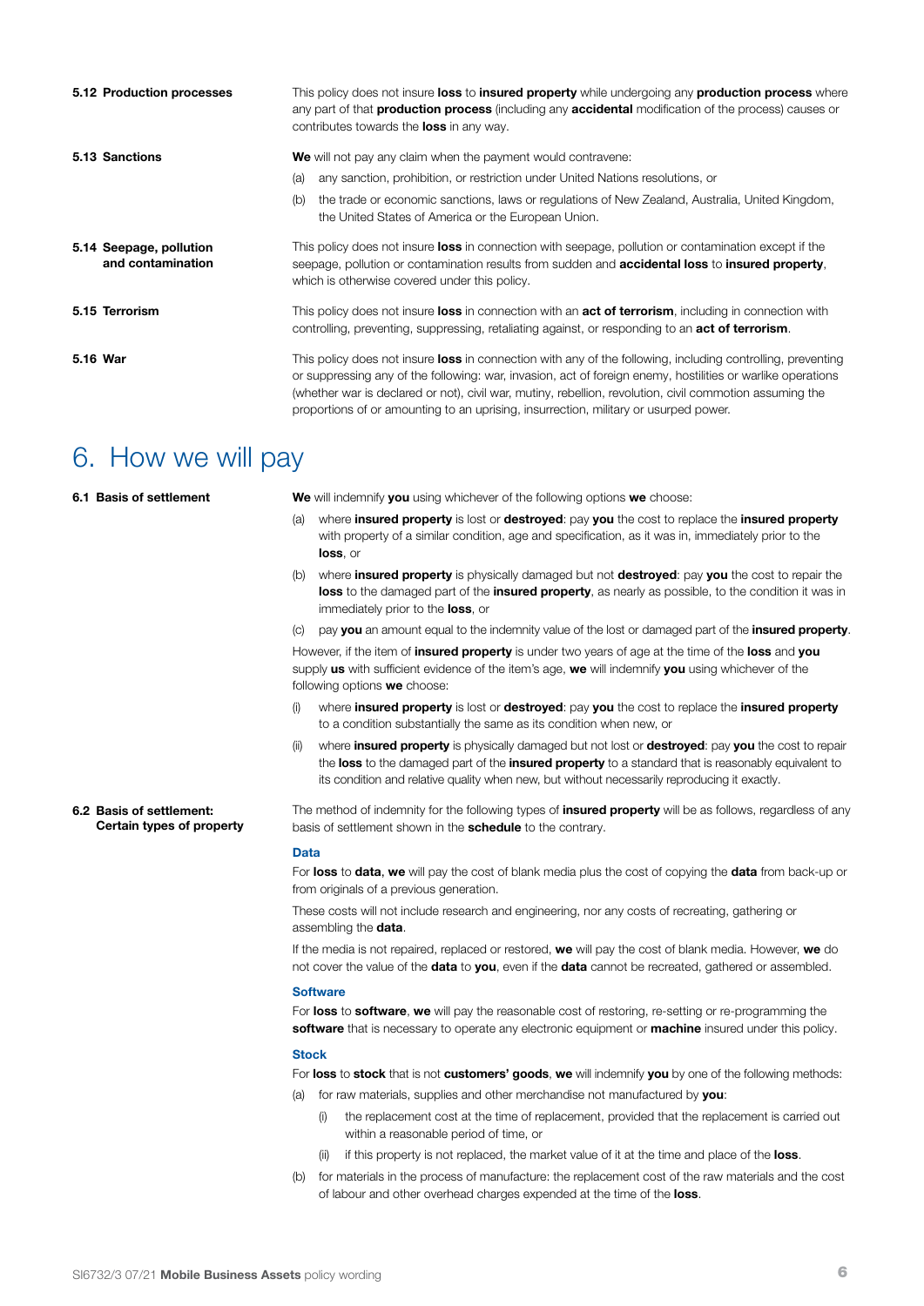**5.12 Production processes**

This policy does not insure **loss** to **insured property** while undergoing any **production process** where any part of that **production process** (including any **accidental** modification of the process) causes or contributes towards the **loss** in any way.

**5.13 Sanctions**

**We** will not pay any claim when the payment would contravene:

(a) any sanction, prohibition, or restriction under United Nations resolutions, or

(b) the trade or economic sanctions, laws or regulations of New Zealand, Australia, United Kingdom, the United States of America or the European Union.

**5.14 Seepage, pollution and contamination**

This policy does not insure **loss** in connection with seepage, pollution or contamination except if the seepage, pollution or contamination results from sudden and **accidental loss** to **insured property**, which is otherwise covered under this policy.

**5.15 Terrorism**

This policy does not insure **loss** in connection with an **act of terrorism**, including in connection with controlling, preventing, suppressing, retaliating against, or responding to an **act of terrorism**.

**5.16 War**

This policy does not insure **loss** in connection with any of the following, including controlling, preventing or suppressing any of the following: war, invasion, act of foreign enemy, hostilities or warlike operations (whether war is declared or not), civil war, mutiny, rebellion, revolution, civil commotion assuming the proportions of or amounting to an uprising, insurrection, military or usurped power.

# 6. How we will pay

**6.1 Basis of settlement**

**We** will indemnify **you** using whichever of the following options **we** choose:

(a) where **insured property** is lost or **destroyed**: pay **you** the cost to replace the **insured property** with property of a similar condition, age and specification, as it was in, immediately prior to the **loss**, or

(b) where **insured property** is physically damaged but not **destroyed**: pay **you** the cost to repair the **loss** to the damaged part of the **insured property**, as nearly as possible, to the condition it was in immediately prior to the **loss**, or

(c) pay **you** an amount equal to the indemnity value of the lost or damaged part of the **insured property**.

However, if the item of **insured property** is under two years of age at the time of the **loss** and **you** supply **us** with sufficient evidence of the item's age, **we** will indemnify **you** using whichever of the following options **we** choose:

(i) where **insured property** is lost or **destroyed**: pay **you** the cost to replace the **insured property** to a condition substantially the same as its condition when new, or

(ii) where **insured property** is physically damaged but not lost or **destroyed**: pay **you** the cost to repair the **loss** to the damaged part of the **insured property** to a standard that is reasonably equivalent to its condition and relative quality when new, but without necessarily reproducing it exactly.

**6.2 Basis of settlement: Certain types of property**

The method of indemnity for the following types of **insured property** will be as follows, regardless of any basis of settlement shown in the **schedule** to the contrary.

**Data**

For **loss** to **data**, **we** will pay the cost of blank media plus the cost of copying the **data** from back-up or from originals of a previous generation.

These costs will not include research and engineering, nor any costs of recreating, gathering or assembling the **data**.

If the media is not repaired, replaced or restored, **we** will pay the cost of blank media. However, **we** do not cover the value of the **data** to **you**, even if the **data** cannot be recreated, gathered or assembled.

**Software**

For **loss** to **software**, **we** will pay the reasonable cost of restoring, re-setting or re-programming the **software** that is necessary to operate any electronic equipment or **machine** insured under this policy.

**Stock**

For **loss** to **stock** that is not **customers' goods**, **we** will indemnify **you** by one of the following methods:

(a) for raw materials, supplies and other merchandise not manufactured by **you**:

  (i) the replacement cost at the time of replacement, provided that the replacement is carried out within a reasonable period of time, or

  (ii) if this property is not replaced, the market value of it at the time and place of the **loss**.

(b) for materials in the process of manufacture: the replacement cost of the raw materials and the cost of labour and other overhead charges expended at the time of the **loss**.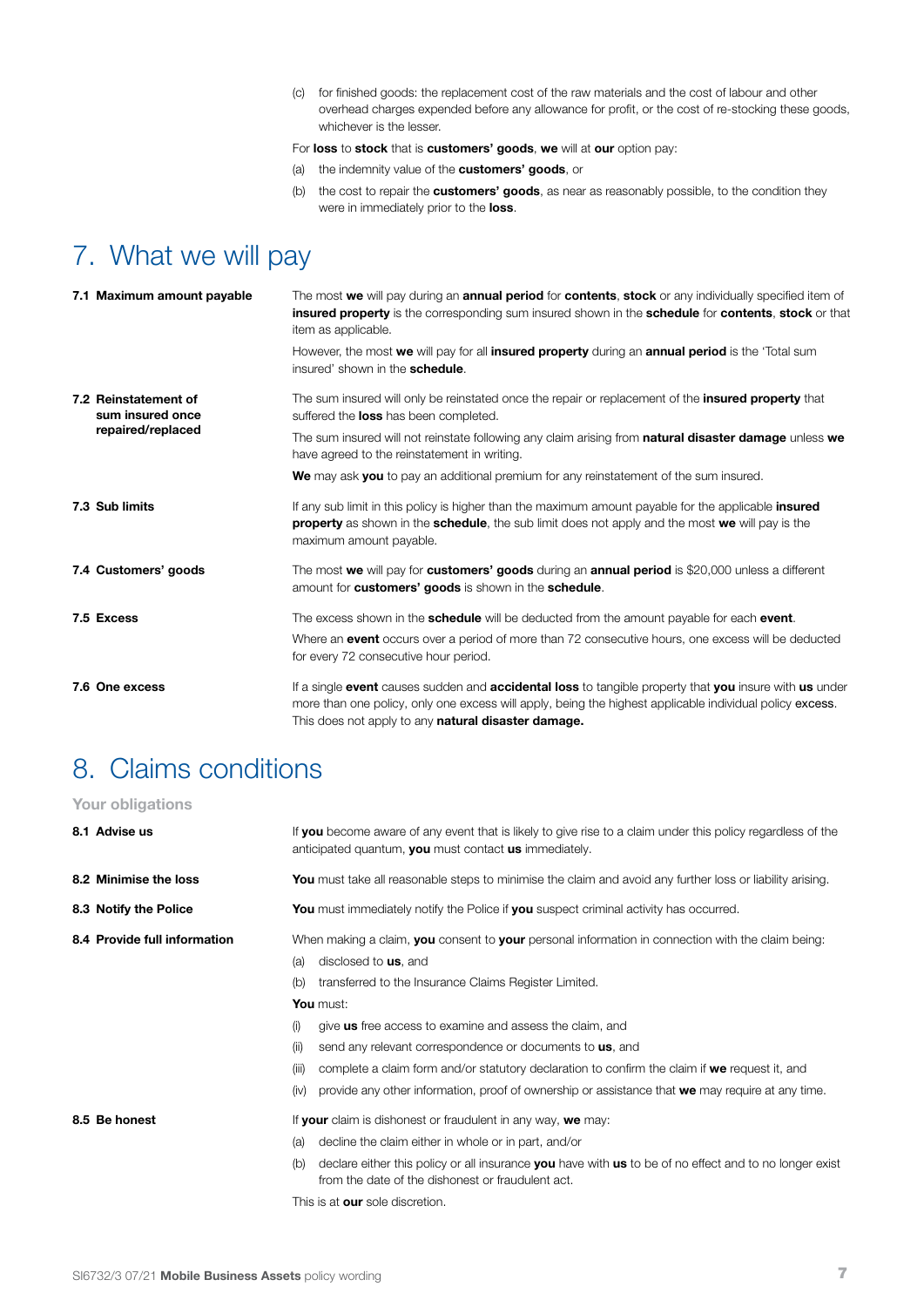(c) for finished goods: the replacement cost of the raw materials and the cost of labour and other overhead charges expended before any allowance for profit, or the cost of re-stocking these goods, whichever is the lesser.

For **loss** to **stock** that is **customers' goods**, **we** will at **our** option pay:

(a) the indemnity value of the **customers' goods**, or

(b) the cost to repair the **customers' goods**, as near as reasonably possible, to the condition they were in immediately prior to the **loss**.

# 7. What we will pay

**7.1 Maximum amount payable**

The most **we** will pay during an **annual period** for **contents**, **stock** or any individually specified item of **insured property** is the corresponding sum insured shown in the **schedule** for **contents**, **stock** or that item as applicable.

However, the most **we** will pay for all **insured property** during an **annual period** is the 'Total sum insured' shown in the **schedule**.

**7.2 Reinstatement of sum insured once repaired/replaced**

The sum insured will only be reinstated once the repair or replacement of the **insured property** that suffered the **loss** has been completed.

The sum insured will not reinstate following any claim arising from **natural disaster damage** unless **we** have agreed to the reinstatement in writing.

**We** may ask **you** to pay an additional premium for any reinstatement of the sum insured.

**7.3 Sub limits**

If any sub limit in this policy is higher than the maximum amount payable for the applicable **insured property** as shown in the **schedule**, the sub limit does not apply and the most **we** will pay is the maximum amount payable.

**7.4 Customers' goods**

The most **we** will pay for **customers' goods** during an **annual period** is $20,000 unless a different amount for **customers' goods** is shown in the **schedule**.

**7.5 Excess**

The excess shown in the **schedule** will be deducted from the amount payable for each **event**.

Where an **event** occurs over a period of more than 72 consecutive hours, one excess will be deducted for every 72 consecutive hour period.

**7.6 One excess**

If a single **event** causes sudden and **accidental loss** to tangible property that **you** insure with **us** under more than one policy, only one excess will apply, being the highest applicable individual policy **excess**. This does not apply to any **natural disaster damage.**

# 8. Claims conditions

## Your obligations

**8.1 Advise us**

If **you** become aware of any event that is likely to give rise to a claim under this policy regardless of the anticipated quantum, **you** must contact **us** immediately.

**8.2 Minimise the loss**

**You** must take all reasonable steps to minimise the claim and avoid any further loss or liability arising.

**8.3 Notify the Police**

**You** must immediately notify the Police if **you** suspect criminal activity has occurred.

**8.4 Provide full information**

When making a claim, **you** consent to **your** personal information in connection with the claim being:

(a) disclosed to **us**, and

(b) transferred to the Insurance Claims Register Limited.

**You** must:

(i) give **us** free access to examine and assess the claim, and

(ii) send any relevant correspondence or documents to **us**, and

(iii) complete a claim form and/or statutory declaration to confirm the claim if **we** request it, and

(iv) provide any other information, proof of ownership or assistance that **we** may require at any time.

**8.5 Be honest**

If **your** claim is dishonest or fraudulent in any way, **we** may:

(a) decline the claim either in whole or in part, and/or

(b) declare either this policy or all insurance **you** have with **us** to be of no effect and to no longer exist from the date of the dishonest or fraudulent act.

This is at **our** sole discretion.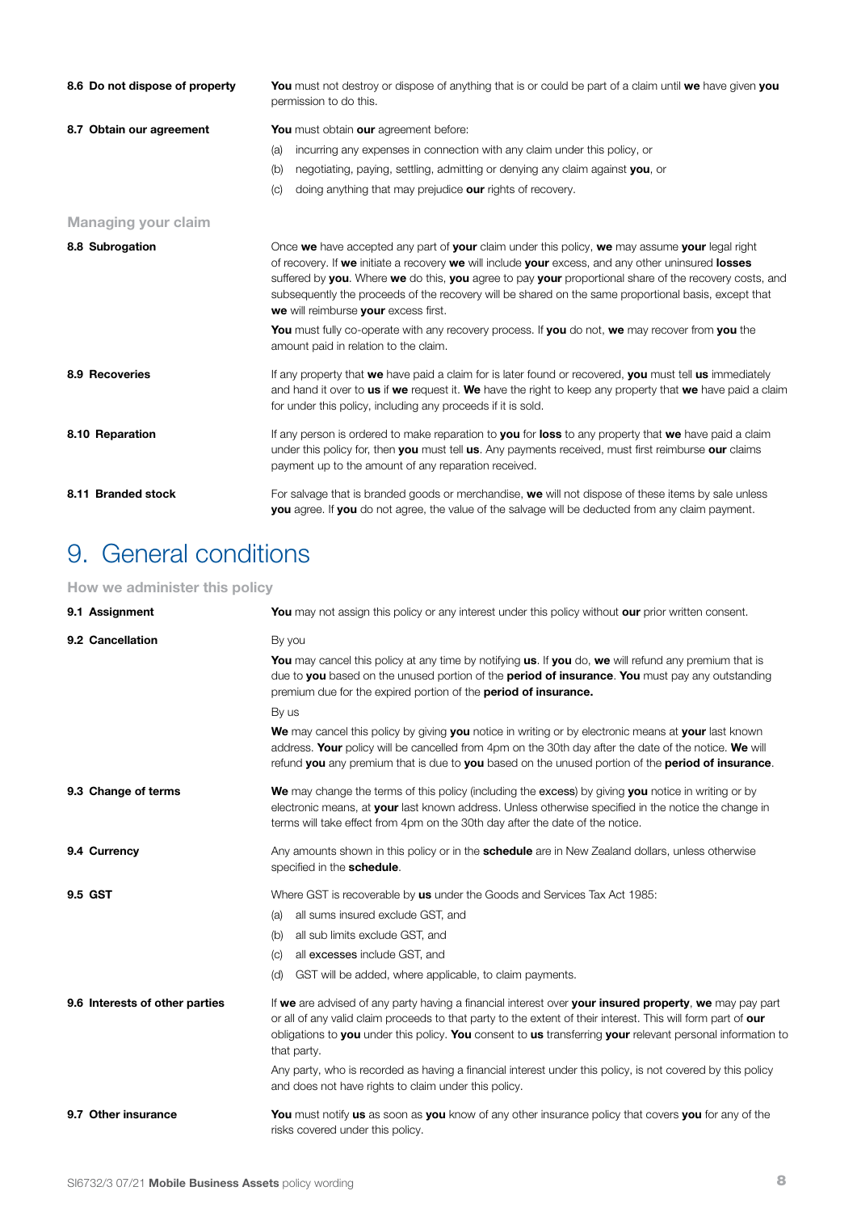**8.6 Do not dispose of property**

**You** must not destroy or dispose of anything that is or could be part of a claim until **we** have given **you** permission to do this.

**8.7 Obtain our agreement**

**You** must obtain **our** agreement before:

(a) incurring any expenses in connection with any claim under this policy, or

(b) negotiating, paying, settling, admitting or denying any claim against **you**, or

(c) doing anything that may prejudice **our** rights of recovery.

### Managing your claim

**8.8 Subrogation**

Once **we** have accepted any part of **your** claim under this policy, **we** may assume **your** legal right of recovery. If **we** initiate a recovery **we** will include **your** excess, and any other uninsured **losses** suffered by **you**. Where **we** do this, **you** agree to pay **your** proportional share of the recovery costs, and subsequently the proceeds of the recovery will be shared on the same proportional basis, except that **we** will reimburse **your** excess first.

**You** must fully co-operate with any recovery process. If **you** do not, **we** may recover from **you** the amount paid in relation to the claim.

**8.9 Recoveries**

If any property that **we** have paid a claim for is later found or recovered, **you** must tell **us** immediately and hand it over to **us** if **we** request it. **We** have the right to keep any property that **we** have paid a claim for under this policy, including any proceeds if it is sold.

**8.10 Reparation**

If any person is ordered to make reparation to **you** for **loss** to any property that **we** have paid a claim under this policy for, then **you** must tell **us**. Any payments received, must first reimburse **our** claims payment up to the amount of any reparation received.

**8.11 Branded stock**

For salvage that is branded goods or merchandise, **we** will not dispose of these items by sale unless **you** agree. If **you** do not agree, the value of the salvage will be deducted from any claim payment.

# 9. General conditions

### How we administer this policy

**9.1 Assignment**

**You** may not assign this policy or any interest under this policy without **our** prior written consent.

**9.2 Cancellation**

By you

**You** may cancel this policy at any time by notifying **us**. If **you** do, **we** will refund any premium that is due to **you** based on the unused portion of the **period of insurance**. **You** must pay any outstanding premium due for the expired portion of the **period of insurance.**

By us

**We** may cancel this policy by giving **you** notice in writing or by electronic means at **your** last known address. **Your** policy will be cancelled from 4pm on the 30th day after the date of the notice. **We** will refund **you** any premium that is due to **you** based on the unused portion of the **period of insurance**.

**9.3 Change of terms**

**We** may change the terms of this policy (including the **excess**) by giving **you** notice in writing or by electronic means, at **your** last known address. Unless otherwise specified in the notice the change in terms will take effect from 4pm on the 30th day after the date of the notice.

**9.4 Currency**

Any amounts shown in this policy or in the **schedule** are in New Zealand dollars, unless otherwise specified in the **schedule**.

**9.5 GST**

Where GST is recoverable by **us** under the Goods and Services Tax Act 1985:

(a) all sums insured exclude GST, and

(b) all sub limits exclude GST, and

(c) all excesses include GST, and

(d) GST will be added, where applicable, to claim payments.

**9.6 Interests of other parties**

If **we** are advised of any party having a financial interest over **your insured property**, **we** may pay part or all of any valid claim proceeds to that party to the extent of their interest. This will form part of **our** obligations to **you** under this policy. **You** consent to **us** transferring **your** relevant personal information to that party.

Any party, who is recorded as having a financial interest under this policy, is not covered by this policy and does not have rights to claim under this policy.

**9.7 Other insurance**

**You** must notify **us** as soon as **you** know of any other insurance policy that covers **you** for any of the risks covered under this policy.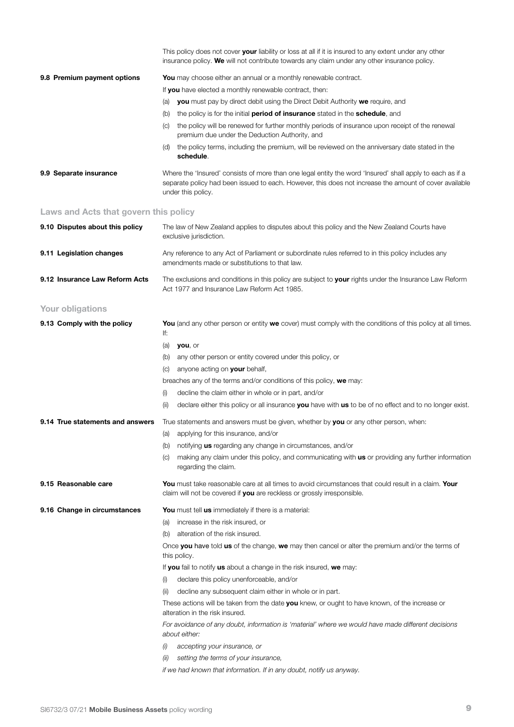This policy does not cover **your** liability or loss at all if it is insured to any extent under any other insurance policy. **We** will not contribute towards any claim under any other insurance policy.

**9.8 Premium payment options**

**You** may choose either an annual or a monthly renewable contract.

If **you** have elected a monthly renewable contract, then:

(a) **you** must pay by direct debit using the Direct Debit Authority **we** require, and

(b) the policy is for the initial **period of insurance** stated in the **schedule**, and

(c) the policy will be renewed for further monthly periods of insurance upon receipt of the renewal premium due under the Deduction Authority, and

(d) the policy terms, including the premium, will be reviewed on the anniversary date stated in the **schedule**.

**9.9 Separate insurance**

Where the 'Insured' consists of more than one legal entity the word 'Insured' shall apply to each as if a separate policy had been issued to each. However, this does not increase the amount of cover available under this policy.

## Laws and Acts that govern this policy

**9.10 Disputes about this policy**

The law of New Zealand applies to disputes about this policy and the New Zealand Courts have exclusive jurisdiction.

**9.11 Legislation changes**

Any reference to any Act of Parliament or subordinate rules referred to in this policy includes any amendments made or substitutions to that law.

**9.12 Insurance Law Reform Acts**

The exclusions and conditions in this policy are subject to **your** rights under the Insurance Law Reform Act 1977 and Insurance Law Reform Act 1985.

## Your obligations

**9.13 Comply with the policy**

**You** (and any other person or entity **we** cover) must comply with the conditions of this policy at all times. If:

(a) **you**, or

(b) any other person or entity covered under this policy, or

(c) anyone acting on **your** behalf,

breaches any of the terms and/or conditions of this policy, **we** may:

(i) decline the claim either in whole or in part, and/or

(ii) declare either this policy or all insurance **you** have with **us** to be of no effect and to no longer exist.

**9.14 True statements and answers**

True statements and answers must be given, whether by **you** or any other person, when:

(a) applying for this insurance, and/or

(b) notifying **us** regarding any change in circumstances, and/or

(c) making any claim under this policy, and communicating with **us** or providing any further information regarding the claim.

**9.15 Reasonable care**

**You** must take reasonable care at all times to avoid circumstances that could result in a claim. **Your** claim will not be covered if **you** are reckless or grossly irresponsible.

**9.16 Change in circumstances**

**You** must tell **us** immediately if there is a material:

(a) increase in the risk insured, or

(b) alteration of the risk insured.

Once **you** have told **us** of the change, **we** may then cancel or alter the premium and/or the terms of this policy.

If **you** fail to notify **us** about a change in the risk insured, **we** may:

(i) declare this policy unenforceable, and/or

(ii) decline any subsequent claim either in whole or in part.

These actions will be taken from the date **you** knew, or ought to have known, of the increase or alteration in the risk insured.

*For avoidance of any doubt, information is 'material' where we would have made different decisions about either:*

*(i) accepting your insurance, or*

*(ii) setting the terms of your insurance,*

*if we had known that information. If in any doubt, notify us anyway.*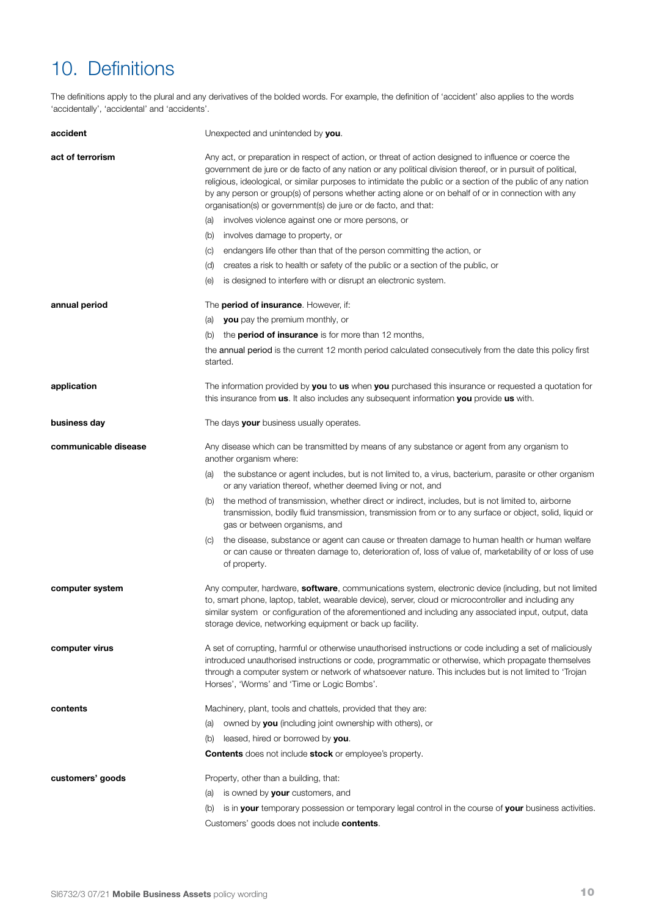# 10. Definitions

The definitions apply to the plural and any derivatives of the bolded words. For example, the definition of 'accident' also applies to the words 'accidentally', 'accidental' and 'accidents'.

**accident**

Unexpected and unintended by **you**.

**act of terrorism**

Any act, or preparation in respect of action, or threat of action designed to influence or coerce the government de jure or de facto of any nation or any political division thereof, or in pursuit of political, religious, ideological, or similar purposes to intimidate the public or a section of the public of any nation by any person or group(s) of persons whether acting alone or on behalf of or in connection with any organisation(s) or government(s) de jure or de facto, and that:

(a) involves violence against one or more persons, or

(b) involves damage to property, or

(c) endangers life other than that of the person committing the action, or

(d) creates a risk to health or safety of the public or a section of the public, or

(e) is designed to interfere with or disrupt an electronic system.

**annual period**

The **period of insurance**. However, if:

(a) **you** pay the premium monthly, or

(b) the **period of insurance** is for more than 12 months,

the annual period is the current 12 month period calculated consecutively from the date this policy first started.

**application**

The information provided by **you** to **us** when **you** purchased this insurance or requested a quotation for this insurance from **us**. It also includes any subsequent information **you** provide **us** with.

**business day**

The days **your** business usually operates.

**communicable disease**

Any disease which can be transmitted by means of any substance or agent from any organism to another organism where:

(a) the substance or agent includes, but is not limited to, a virus, bacterium, parasite or other organism or any variation thereof, whether deemed living or not, and

(b) the method of transmission, whether direct or indirect, includes, but is not limited to, airborne transmission, bodily fluid transmission, transmission from or to any surface or object, solid, liquid or gas or between organisms, and

(c) the disease, substance or agent can cause or threaten damage to human health or human welfare or can cause or threaten damage to, deterioration of, loss of value of, marketability of or loss of use of property.

**computer system**

Any computer, hardware, **software**, communications system, electronic device (including, but not limited to, smart phone, laptop, tablet, wearable device), server, cloud or microcontroller and including any similar system or configuration of the aforementioned and including any associated input, output, data storage device, networking equipment or back up facility.

**computer virus**

A set of corrupting, harmful or otherwise unauthorised instructions or code including a set of maliciously introduced unauthorised instructions or code, programmatic or otherwise, which propagate themselves through a computer system or network of whatsoever nature. This includes but is not limited to 'Trojan Horses', 'Worms' and 'Time or Logic Bombs'.

**contents**

Machinery, plant, tools and chattels, provided that they are:

(a) owned by **you** (including joint ownership with others), or

(b) leased, hired or borrowed by **you**.

**Contents** does not include **stock** or employee's property.

**customers' goods**

Property, other than a building, that:

(a) is owned by **your** customers, and

(b) is in **your** temporary possession or temporary legal control in the course of **your** business activities.

Customers' goods does not include **contents**.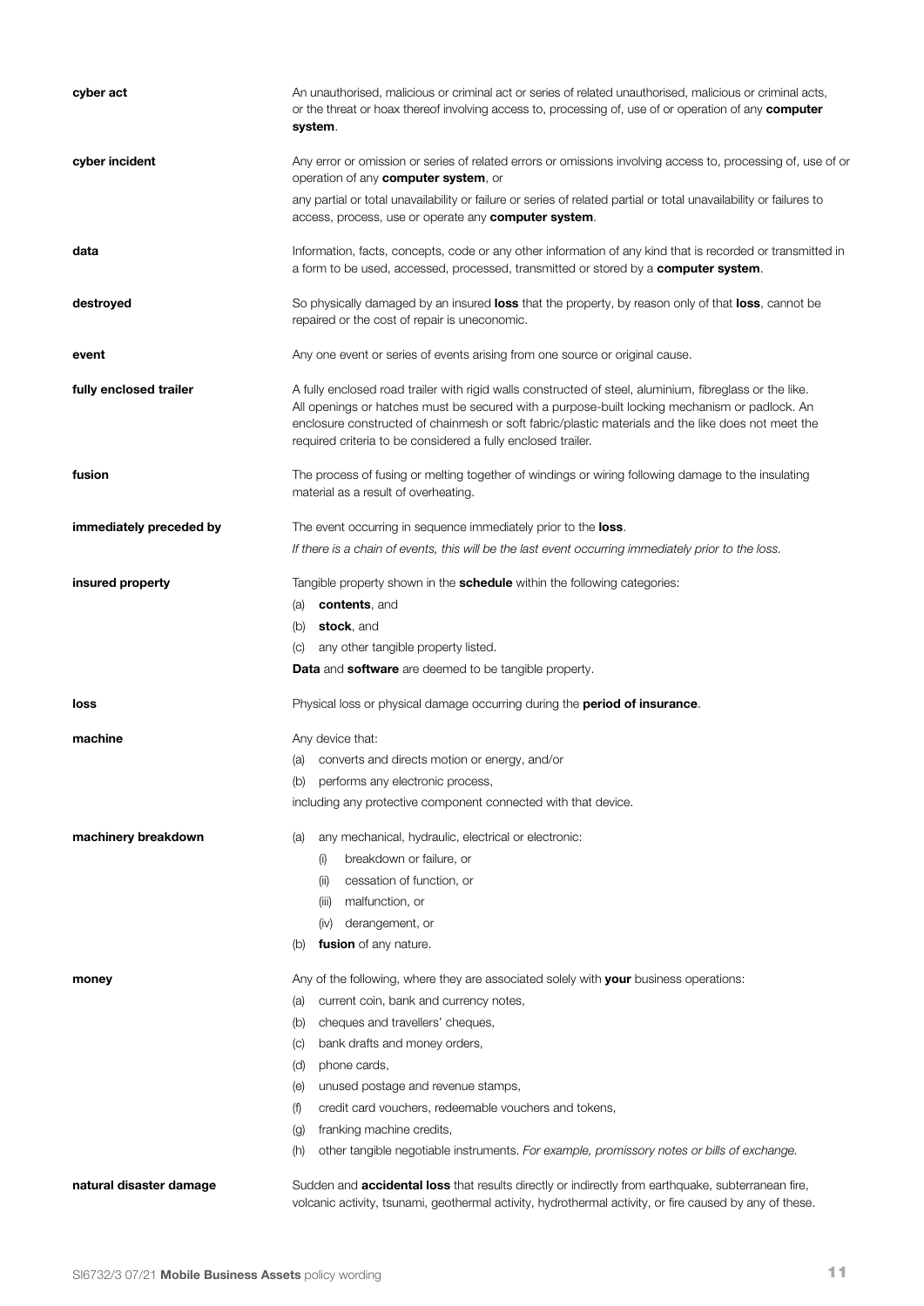**cyber act**

An unauthorised, malicious or criminal act or series of related unauthorised, malicious or criminal acts, or the threat or hoax thereof involving access to, processing of, use of or operation of any **computer system**.

**cyber incident**

Any error or omission or series of related errors or omissions involving access to, processing of, use of or operation of any **computer system**, or

any partial or total unavailability or failure or series of related partial or total unavailability or failures to access, process, use or operate any **computer system**.

**data**

Information, facts, concepts, code or any other information of any kind that is recorded or transmitted in a form to be used, accessed, processed, transmitted or stored by a **computer system**.

**destroyed**

So physically damaged by an insured **loss** that the property, by reason only of that **loss**, cannot be repaired or the cost of repair is uneconomic.

**event**

Any one event or series of events arising from one source or original cause.

**fully enclosed trailer**

A fully enclosed road trailer with rigid walls constructed of steel, aluminium, fibreglass or the like. All openings or hatches must be secured with a purpose-built locking mechanism or padlock. An enclosure constructed of chainmesh or soft fabric/plastic materials and the like does not meet the required criteria to be considered a fully enclosed trailer.

**fusion**

The process of fusing or melting together of windings or wiring following damage to the insulating material as a result of overheating.

**immediately preceded by**

The event occurring in sequence immediately prior to the **loss**.

*If there is a chain of events, this will be the last event occurring immediately prior to the loss.*

**insured property**

Tangible property shown in the **schedule** within the following categories:

(a) **contents**, and

(b) **stock**, and

(c) any other tangible property listed.

**Data** and **software** are deemed to be tangible property.

**loss**

Physical loss or physical damage occurring during the **period of insurance**.

**machine**

Any device that:

(a) converts and directs motion or energy, and/or

(b) performs any electronic process,

including any protective component connected with that device.

**machinery breakdown**

(a) any mechanical, hydraulic, electrical or electronic:

   (i) breakdown or failure, or

   (ii) cessation of function, or

   (iii) malfunction, or

   (iv) derangement, or

(b) **fusion** of any nature.

**money**

Any of the following, where they are associated solely with **your** business operations:

(a) current coin, bank and currency notes,

(b) cheques and travellers' cheques,

(c) bank drafts and money orders,

(d) phone cards,

(e) unused postage and revenue stamps,

(f) credit card vouchers, redeemable vouchers and tokens,

(g) franking machine credits,

(h) other tangible negotiable instruments. *For example, promissory notes or bills of exchange.*

**natural disaster damage**

Sudden and **accidental loss** that results directly or indirectly from earthquake, subterranean fire, volcanic activity, tsunami, geothermal activity, hydrothermal activity, or fire caused by any of these.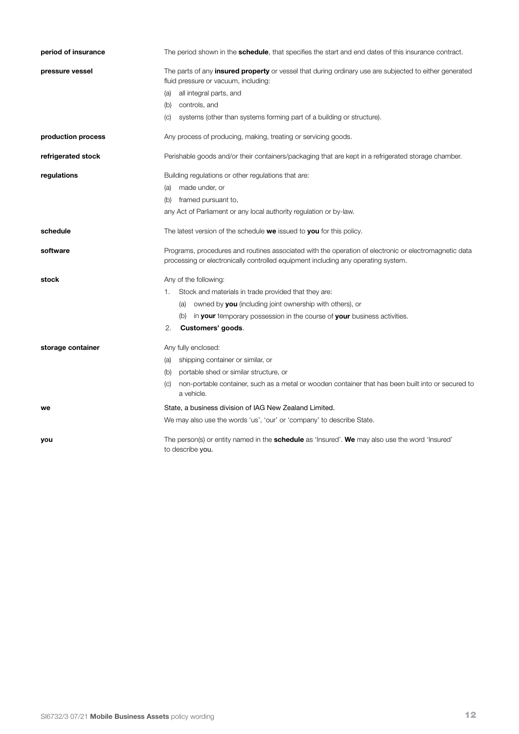**period of insurance**

The period shown in the **schedule**, that specifies the start and end dates of this insurance contract.

**pressure vessel**

The parts of any **insured property** or vessel that during ordinary use are subjected to either generated fluid pressure or vacuum, including:

(a) all integral parts, and

(b) controls, and

(c) systems (other than systems forming part of a building or structure).

**production process**

Any process of producing, making, treating or servicing goods.

**refrigerated stock**

Perishable goods and/or their containers/packaging that are kept in a refrigerated storage chamber.

**regulations**

Building regulations or other regulations that are:

(a) made under, or

(b) framed pursuant to,

any Act of Parliament or any local authority regulation or by-law.

**schedule**

The latest version of the schedule **we** issued to **you** for this policy.

**software**

Programs, procedures and routines associated with the operation of electronic or electromagnetic data processing or electronically controlled equipment including any operating system.

**stock**

Any of the following:

1. Stock and materials in trade provided that they are:
   (a) owned by **you** (including joint ownership with others), or
   (b) in **your** temporary possession in the course of **your** business activities.
2. **Customers' goods**.

**storage container**

Any fully enclosed:

(a) shipping container or similar, or

(b) portable shed or similar structure, or

(c) non-portable container, such as a metal or wooden container that has been built into or secured to a vehicle.

**we**

State, a business division of IAG New Zealand Limited.

We may also use the words 'us', 'our' or 'company' to describe State.

**you**

The person(s) or entity named in the **schedule** as 'Insured'. **We** may also use the word 'Insured' to describe you.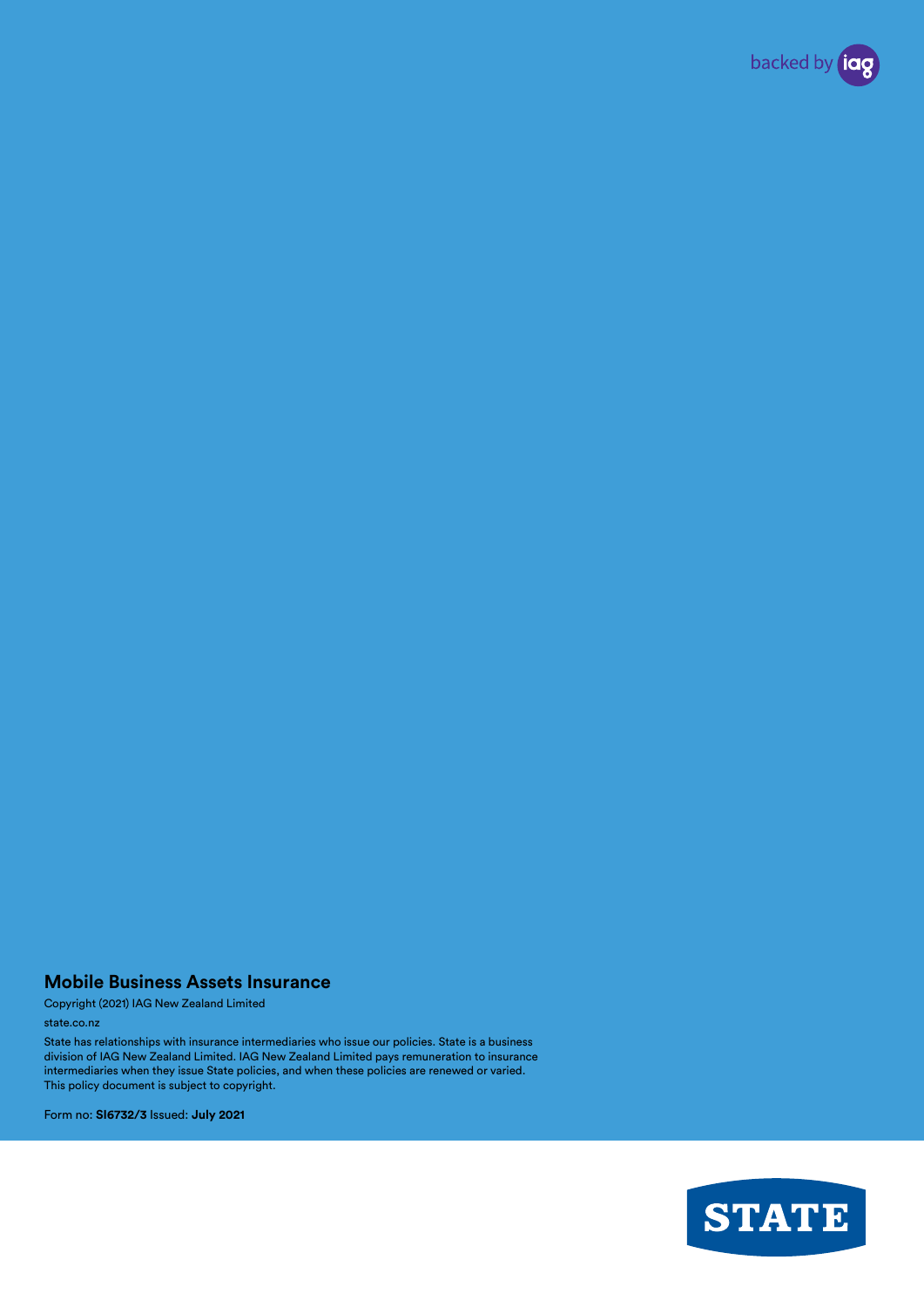backed by iag

## Mobile Business Assets Insurance

Copyright (2021) IAG New Zealand Limited

state.co.nz

State has relationships with insurance intermediaries who issue our policies. State is a business division of IAG New Zealand Limited. IAG New Zealand Limited pays remuneration to insurance intermediaries when they issue State policies, and when these policies are renewed or varied. This policy document is subject to copyright.

Form no: **SI6732/3** Issued: **July 2021**

STATE